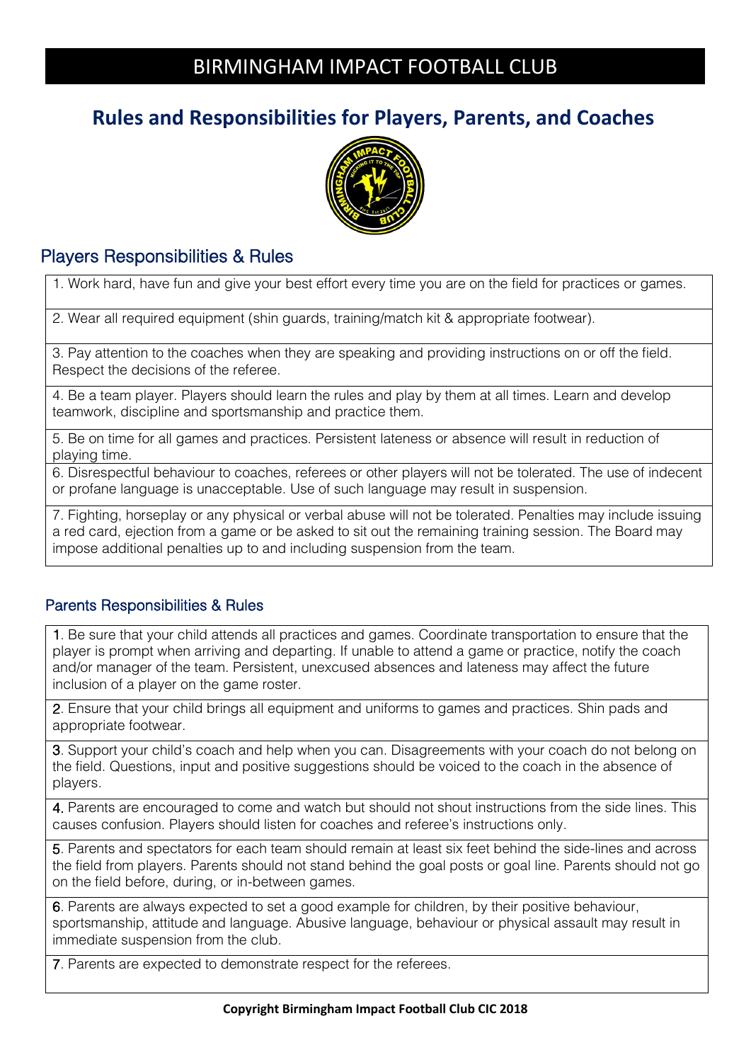# BIRMINGHAM IMPACT FOOTBALL CLUB

## Rules and Responsibilities for Players, Parents, and Coaches

### Players Responsibilities & Rules

1. Work hard, have fun and give your best effort every time you are on the field for practices or games.

2. Wear all required equipment (shin guards, training/match kit & appropriate footwear).

3. Pay attention to the coaches when they are speaking and providing instructions on or off the field. Respect the decisions of the referee.

4. Be a team player. Players should learn the rules and play by them at all times. Learn and develop teamwork, discipline and sportsmanship and practice them.

5. Be on time for all games and practices. Persistent lateness or absence will result in reduction of playing time.

6. Disrespectful behaviour to coaches, referees or other players will not be tolerated. The use of indecent or profane language is unacceptable. Use of such language may result in suspension.

7. Fighting, horseplay or any physical or verbal abuse will not be tolerated. Penalties may include issuing a red card, ejection from a game or be asked to sit out the remaining training session. The Board may impose additional penalties up to and including suspension from the team.

### Parents Responsibilities & Rules

1. Be sure that your child attends all practices and games. Coordinate transportation to ensure that the player is prompt when arriving and departing. If unable to attend a game or practice, notify the coach and/or manager of the team. Persistent, unexcused absences and lateness may affect the future inclusion of a player on the game roster.

2. Ensure that your child brings all equipment and uniforms to games and practices. Shin pads and appropriate footwear.

3. Support your child's coach and help when you can. Disagreements with your coach do not belong on the field. Questions, input and positive suggestions should be voiced to the coach in the absence of players.

4. Parents are encouraged to come and watch but should not shout instructions from the side lines. This causes confusion. Players should listen for coaches and referee's instructions only.

5. Parents and spectators for each team should remain at least six feet behind the side-lines and across the field from players. Parents should not stand behind the goal posts or goal line. Parents should not go on the field before, during, or in-between games.

6. Parents are always expected to set a good example for children, by their positive behaviour, sportsmanship, attitude and language. Abusive language, behaviour or physical assault may result in immediate suspension from the club.

7. Parents are expected to demonstrate respect for the referees.

**Copyright Birmingham Impact Football Club CIC 2018**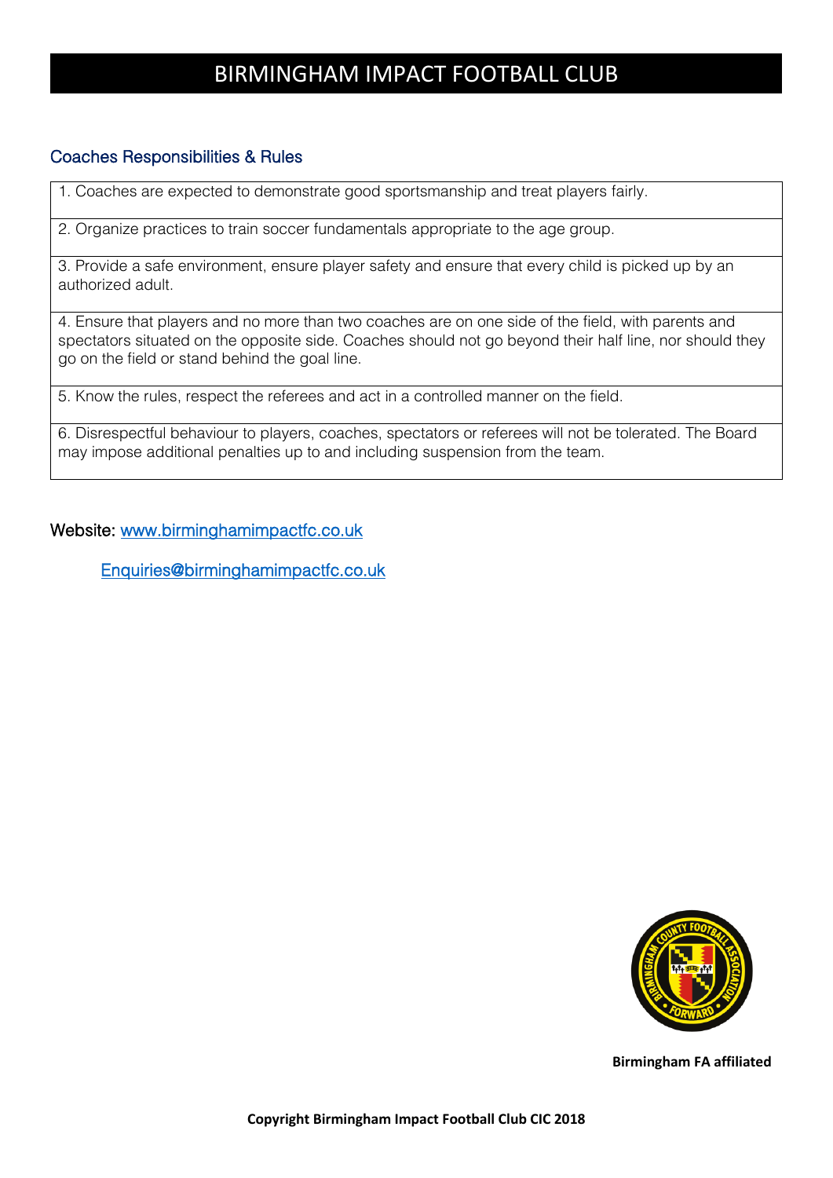# BIRMINGHAM IMPACT FOOTBALL CLUB

## Coaches Responsibilities & Rules

| |
|---|
| 1. Coaches are expected to demonstrate good sportsmanship and treat players fairly. |
| 2. Organize practices to train soccer fundamentals appropriate to the age group. |
| 3. Provide a safe environment, ensure player safety and ensure that every child is picked up by an authorized adult. |
| 4. Ensure that players and no more than two coaches are on one side of the field, with parents and spectators situated on the opposite side. Coaches should not go beyond their half line, nor should they go on the field or stand behind the goal line. |
| 5. Know the rules, respect the referees and act in a controlled manner on the field. |
| 6. Disrespectful behaviour to players, coaches, spectators or referees will not be tolerated. The Board may impose additional penalties up to and including suspension from the team. |

Website: www.birminghamimpactfc.co.uk

Enquiries@birminghamimpactfc.co.uk

**Birmingham FA affiliated**

**Copyright Birmingham Impact Football Club CIC 2018**